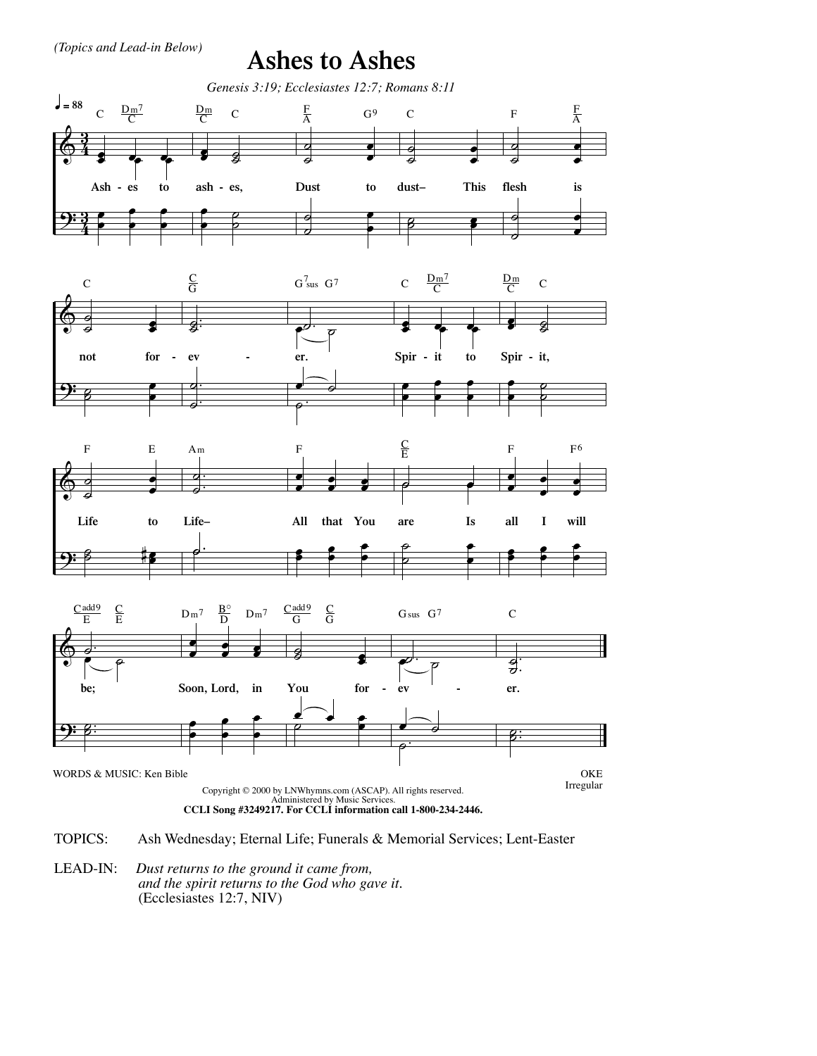*(Topics and Lead-in Below)*

# Ashes to Ashes

*Genesis 3:19; Ecclesiastes 12:7; Romans 8:11*

Ash - es to ash - es, Dust to dust– This flesh is not for - ev - er. Spir - it to Spir - it, Life to Life– All that You are Is all I will be; Soon, Lord, in You for - ev - er.

WORDS & MUSIC: Ken Bible

OKE
Irregular

Copyright © 2000 by LNWhymns.com (ASCAP). All rights reserved.
Administered by Music Services.
**CCLI Song #3249217. For CCLI information call 1-800-234-2446.**

TOPICS: Ash Wednesday; Eternal Life; Funerals & Memorial Services; Lent-Easter

LEAD-IN: *Dust returns to the ground it came from, and the spirit returns to the God who gave it.* (Ecclesiastes 12:7, NIV)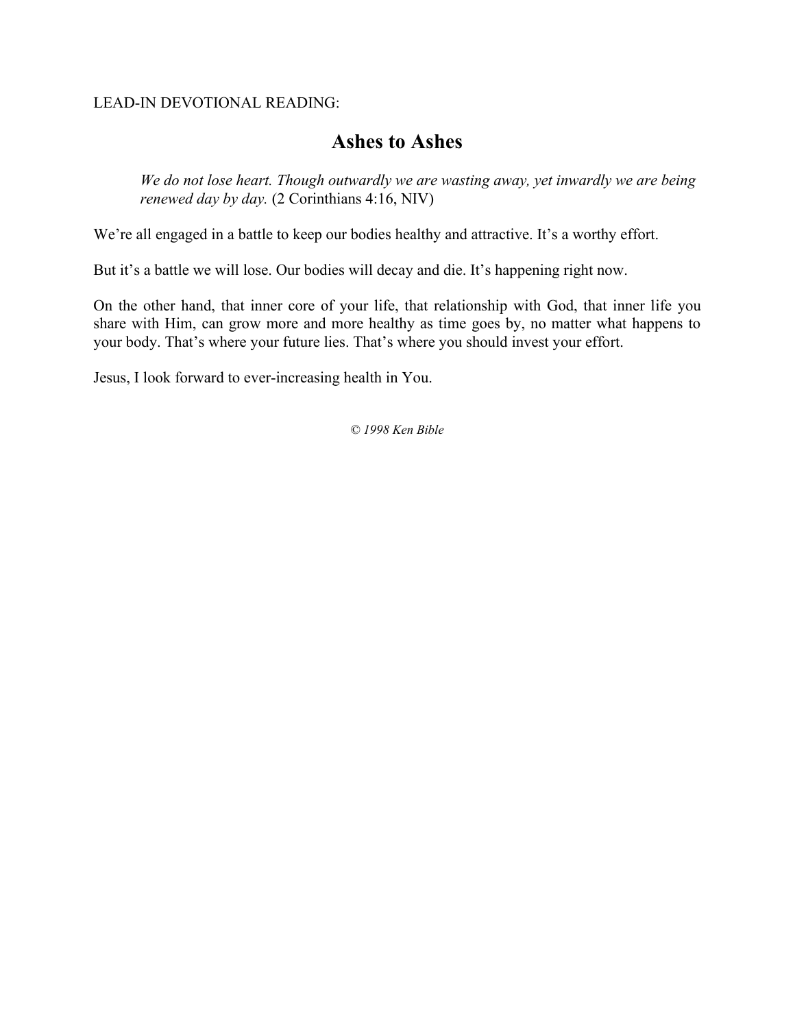LEAD-IN DEVOTIONAL READING:

# Ashes to Ashes

> *We do not lose heart. Though outwardly we are wasting away, yet inwardly we are being renewed day by day.* (2 Corinthians 4:16, NIV)

We're all engaged in a battle to keep our bodies healthy and attractive. It's a worthy effort.

But it's a battle we will lose. Our bodies will decay and die. It's happening right now.

On the other hand, that inner core of your life, that relationship with God, that inner life you share with Him, can grow more and more healthy as time goes by, no matter what happens to your body. That's where your future lies. That's where you should invest your effort.

Jesus, I look forward to ever-increasing health in You.

*© 1998 Ken Bible*